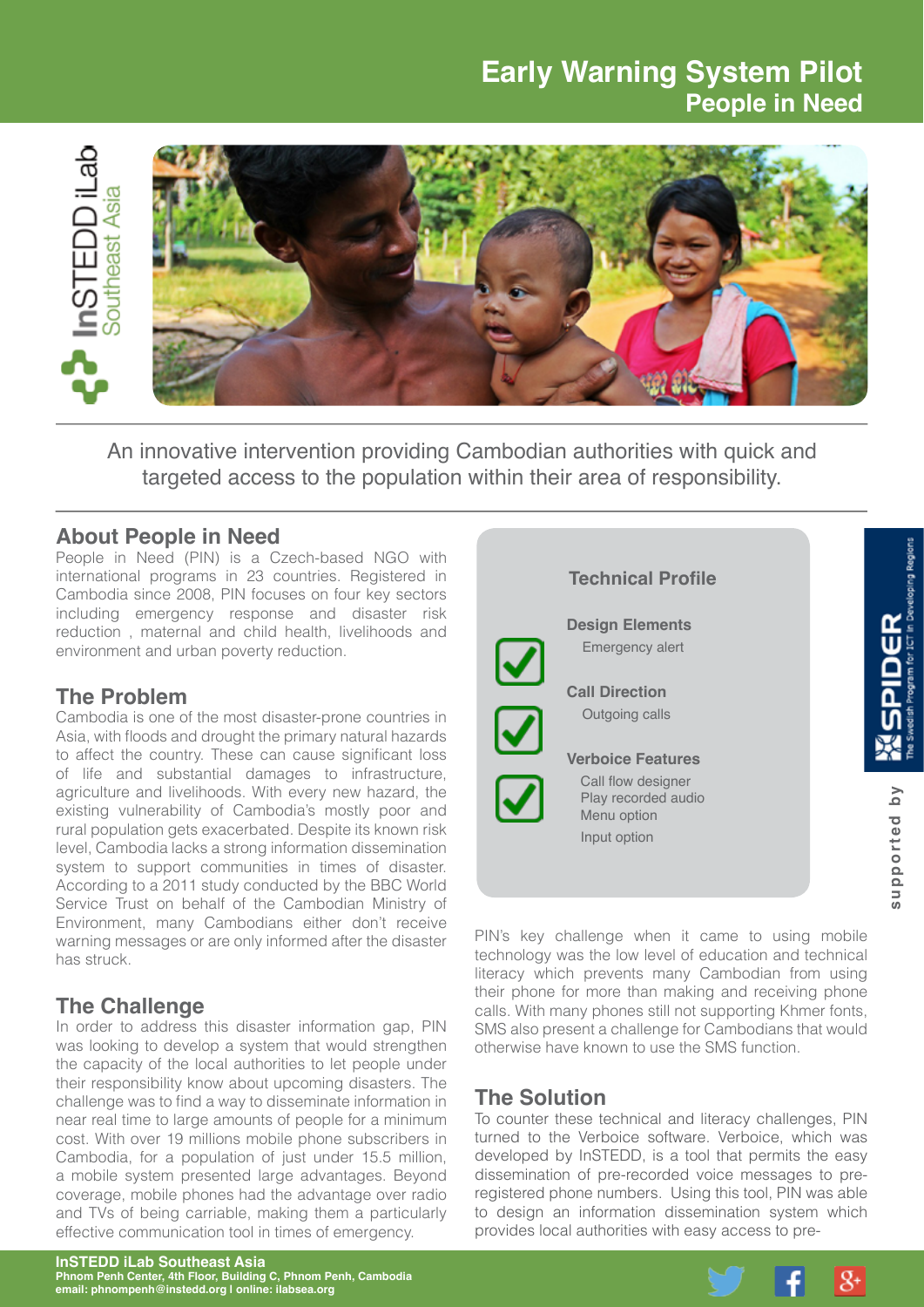# Early Warning System Pilot

## People in Need

InSTEDD iLab Southeast Asia

An innovative intervention providing Cambodian authorities with quick and targeted access to the population within their area of responsibility.

## About People in Need

People in Need (PIN) is a Czech-based NGO with international programs in 23 countries. Registered in Cambodia since 2008, PIN focuses on four key sectors including emergency response and disaster risk reduction , maternal and child health, livelihoods and environment and urban poverty reduction.

## The Problem

Cambodia is one of the most disaster-prone countries in Asia, with floods and drought the primary natural hazards to affect the country. These can cause significant loss of life and substantial damages to infrastructure, agriculture and livelihoods. With every new hazard, the existing vulnerability of Cambodia's mostly poor and rural population gets exacerbated. Despite its known risk level, Cambodia lacks a strong information dissemination system to support communities in times of disaster. According to a 2011 study conducted by the BBC World Service Trust on behalf of the Cambodian Ministry of Environment, many Cambodians either don't receive warning messages or are only informed after the disaster has struck.

## The Challenge

In order to address this disaster information gap, PIN was looking to develop a system that would strengthen the capacity of the local authorities to let people under their responsibility know about upcoming disasters. The challenge was to find a way to disseminate information in near real time to large amounts of people for a minimum cost. With over 19 millions mobile phone subscribers in Cambodia, for a population of just under 15.5 million, a mobile system presented large advantages. Beyond coverage, mobile phones had the advantage over radio and TVs of being carriable, making them a particularly effective communication tool in times of emergency.

### Technical Profile

**Design Elements**
Emergency alert

**Call Direction**
Outgoing calls

**Verboice Features**
Call flow designer
Play recorded audio
Menu option
Input option

PIN's key challenge when it came to using mobile technology was the low level of education and technical literacy which prevents many Cambodian from using their phone for more than making and receiving phone calls. With many phones still not supporting Khmer fonts, SMS also present a challenge for Cambodians that would otherwise have known to use the SMS function.

## The Solution

To counter these technical and literacy challenges, PIN turned to the Verboice software. Verboice, which was developed by InSTEDD, is a tool that permits the easy dissemination of pre-recorded voice messages to pre-registered phone numbers. Using this tool, PIN was able to design an information dissemination system which provides local authorities with easy access to pre-

supported by SPIDER – The Swedish Program for ICT in Developing Regions

**InSTEDD iLab Southeast Asia**
**Phnom Penh Center, 4th Floor, Building C, Phnom Penh, Cambodia**
**email: phnompenh@instedd.org | online: ilabsea.org**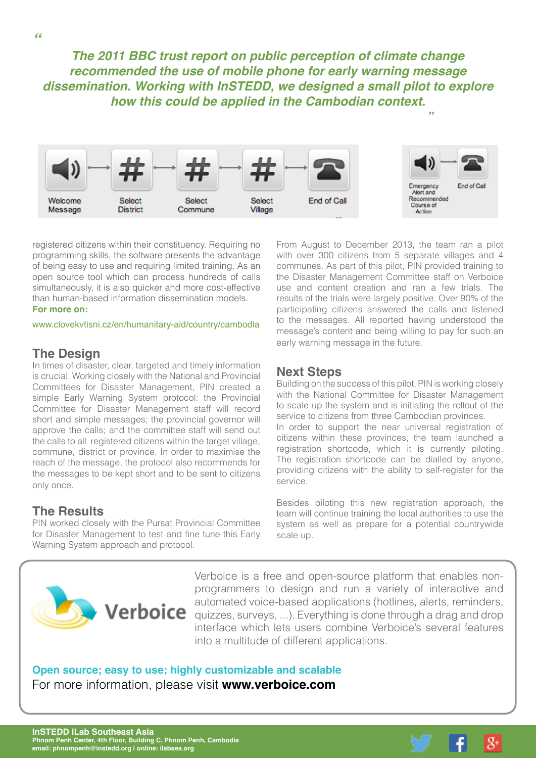*"The 2011 BBC trust report on public perception of climate change recommended the use of mobile phone for early warning message dissemination. Working with InSTEDD, we designed a small pilot to explore how this could be applied in the Cambodian context."*

Welcome Message
Select District
Select Commune
Select Village
End of Call

Emergency Alert and Recommended Course of Action
End of Call

registered citizens within their constituency. Requiring no programming skills, the software presents the advantage of being easy to use and requiring limited training. As an open source tool which can process hundreds of calls simultaneously, it is also quicker and more cost-effective than human-based information dissemination models.

**For more on:**

www.clovekvtisni.cz/en/humanitary-aid/country/cambodia

## The Design

In times of disaster, clear, targeted and timely information is crucial. Working closely with the National and Provincial Committees for Disaster Management, PIN created a simple Early Warning System protocol: the Provincial Committee for Disaster Management staff will record short and simple messages; the provincial governor will approve the calls; and the committee staff will send out the calls to all registered citizens within the target village, commune, district or province. In order to maximise the reach of the message, the protocol also recommends for the messages to be kept short and to be sent to citizens only once.

## The Results

PIN worked closely with the Pursat Provincial Committee for Disaster Management to test and fine tune this Early Warning System approach and protocol.

From August to December 2013, the team ran a pilot with over 300 citizens from 5 separate villages and 4 communes. As part of this pilot, PIN provided training to the Disaster Management Committee staff on Verboice use and content creation and ran a few trials. The results of the trials were largely positive. Over 90% of the participating citizens answered the calls and listened to the messages. All reported having understood the message's content and being willing to pay for such an early warning message in the future.

## Next Steps

Building on the success of this pilot, PIN is working closely with the National Committee for Disaster Management to scale up the system and is initiating the rollout of the service to citizens from three Cambodian provinces.
In order to support the near universal registration of citizens within these provinces, the team launched a registration shortcode, which it is currently piloting. The registration shortcode can be dialled by anyone, providing citizens with the ability to self-register for the service.

Besides piloting this new registration approach, the team will continue training the local authorities to use the system as well as prepare for a potential countrywide scale up.

Verboice

Verboice is a free and open-source platform that enables non-programmers to design and run a variety of interactive and automated voice-based applications (hotlines, alerts, reminders, quizzes, surveys, ...). Everything is done through a drag and drop interface which lets users combine Verboice's several features into a multitude of different applications.

**Open source; easy to use; highly customizable and scalable**

For more information, please visit **www.verboice.com**

**InSTEDD iLab Southeast Asia**
**Phnom Penh Center, 4th Floor, Building C, Phnom Penh, Cambodia**
**email: phnompenh@instedd.org | online: ilabsea.org**